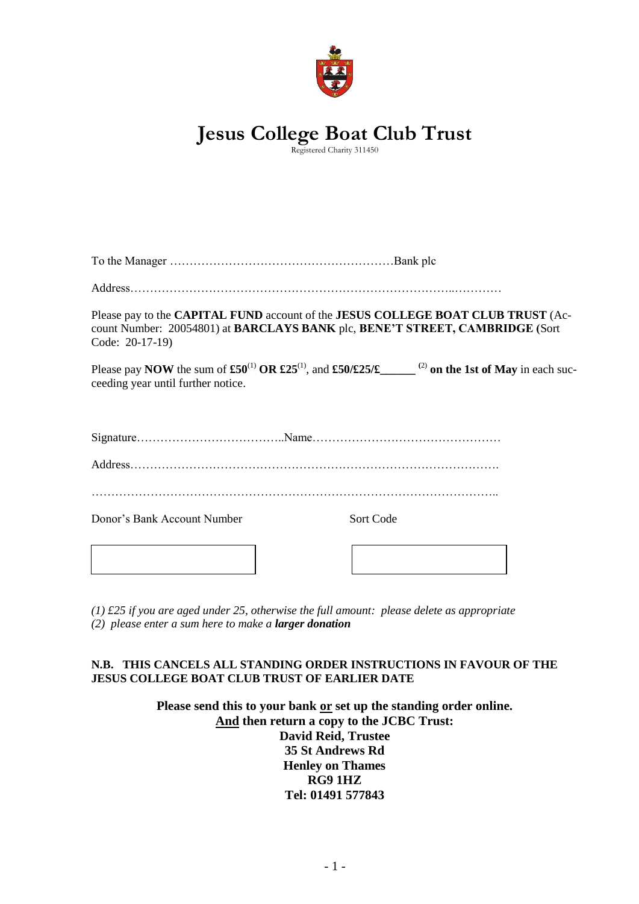# Jesus College Boat Club Trust

Registered Charity 311450

To the Manager …………………………………………………Bank plc

Address………………………………………………………………………..…………

Please pay to the **CAPITAL FUND** account of the **JESUS COLLEGE BOAT CLUB TRUST** (Account Number: 20054801) at **BARCLAYS BANK** plc, **BENE'T STREET, CAMBRIDGE (**Sort Code: 20-17-19)

Please pay **NOW** the sum of **£50**(1) **OR £25**(1), and **£50/£25/£______** (2) **on the 1st of May** in each succeeding year until further notice.

Signature………………………………..Name…………………………………………

Address……………………………………………………………………………….

………………………………………………………………………………………..

Donor's Bank Account Number

Sort Code

*(1) £25 if you are aged under 25, otherwise the full amount: please delete as appropriate*
*(2) please enter a sum here to make a* ***larger donation***

**N.B. THIS CANCELS ALL STANDING ORDER INSTRUCTIONS IN FAVOUR OF THE JESUS COLLEGE BOAT CLUB TRUST OF EARLIER DATE**

**Please send this to your bank or set up the standing order online.**
**And then return a copy to the JCBC Trust:**
**David Reid, Trustee**
**35 St Andrews Rd**
**Henley on Thames**
**RG9 1HZ**
**Tel: 01491 577843**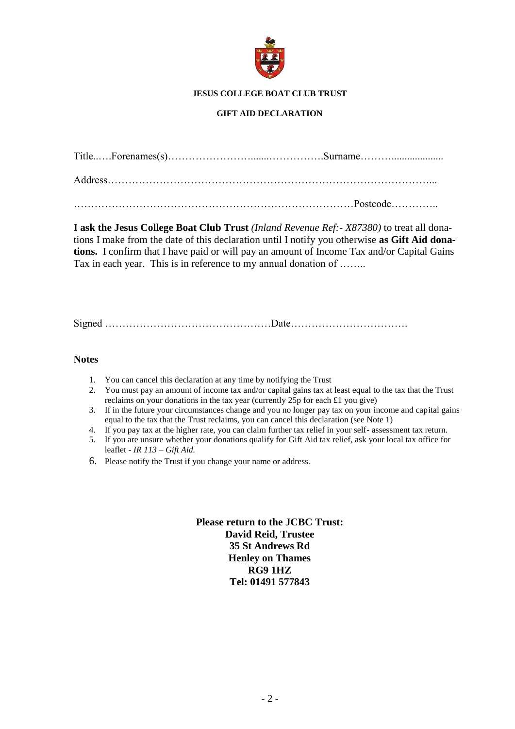**JESUS COLLEGE BOAT CLUB TRUST**

**GIFT AID DECLARATION**

Title..….Forenames(s)……………………......…………….Surname……….....................

Address……………………………………………………………………………...

……………………………………………………………………Postcode…………..

**I ask the Jesus College Boat Club Trust** *(Inland Revenue Ref:- X87380)* to treat all donations I make from the date of this declaration until I notify you otherwise **as Gift Aid donations.** I confirm that I have paid or will pay an amount of Income Tax and/or Capital Gains Tax in each year. This is in reference to my annual donation of ……..

Signed …………………………………………Date…………………………….

**Notes**

1. You can cancel this declaration at any time by notifying the Trust
2. You must pay an amount of income tax and/or capital gains tax at least equal to the tax that the Trust reclaims on your donations in the tax year (currently 25p for each £1 you give)
3. If in the future your circumstances change and you no longer pay tax on your income and capital gains equal to the tax that the Trust reclaims, you can cancel this declaration (see Note 1)
4. If you pay tax at the higher rate, you can claim further tax relief in your self- assessment tax return.
5. If you are unsure whether your donations qualify for Gift Aid tax relief, ask your local tax office for leaflet - *IR 113 – Gift Aid.*
6. Please notify the Trust if you change your name or address.

**Please return to the JCBC Trust:**
**David Reid, Trustee**
**35 St Andrews Rd**
**Henley on Thames**
**RG9 1HZ**
**Tel: 01491 577843**